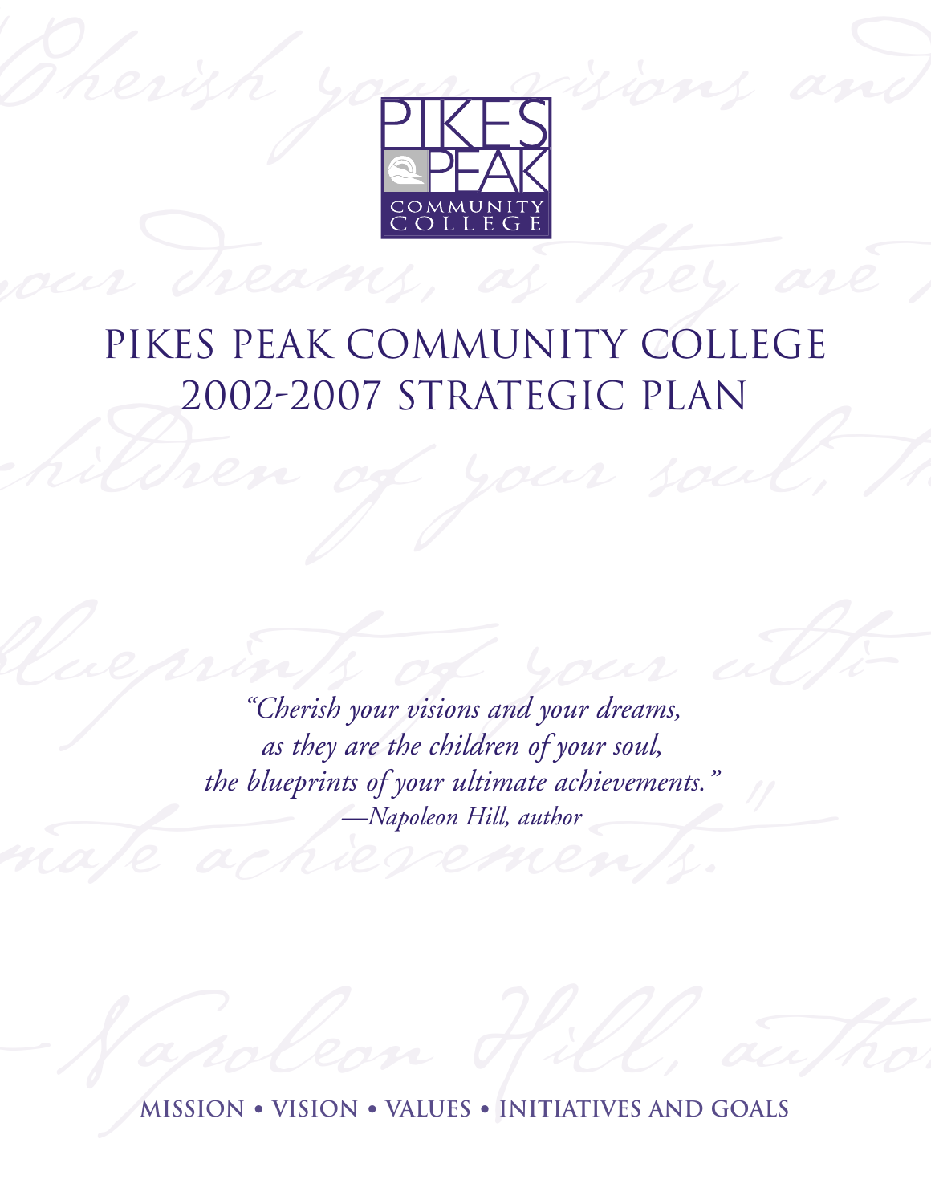PIKES PEAK COMMUNITY COLLEGE

# PIKES PEAK COMMUNITY COLLEGE 2002-2007 STRATEGIC PLAN

*"Cherish your visions and your dreams, as they are the children of your soul, the blueprints of your ultimate achievements."*
*—Napoleon Hill, author*

**MISSION • VISION • VALUES • INITIATIVES AND GOALS**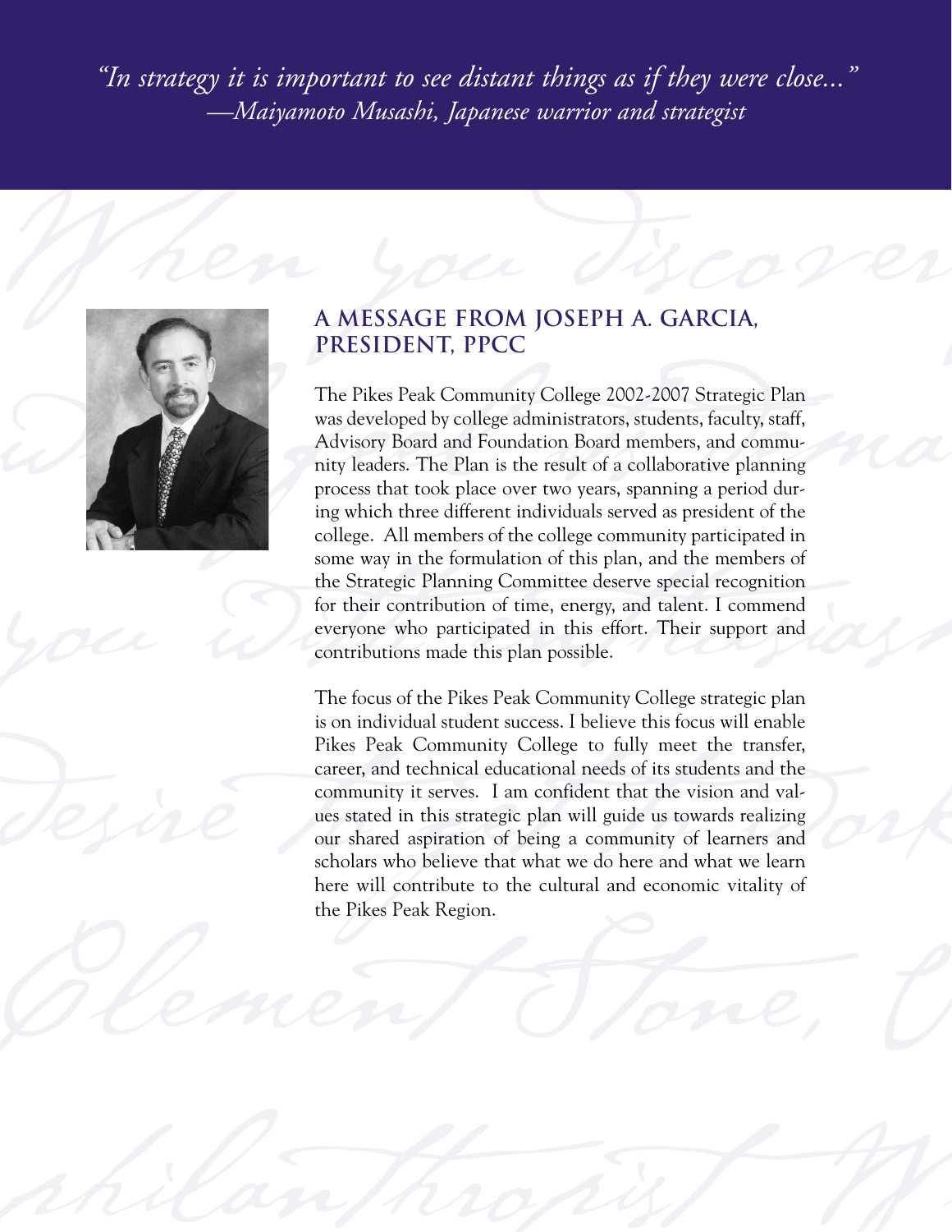*"In strategy it is important to see distant things as if they were close..."*
*—Maiyamoto Musashi, Japanese warrior and strategist*

## A MESSAGE FROM JOSEPH A. GARCIA, PRESIDENT, PPCC

The Pikes Peak Community College 2002-2007 Strategic Plan was developed by college administrators, students, faculty, staff, Advisory Board and Foundation Board members, and community leaders. The Plan is the result of a collaborative planning process that took place over two years, spanning a period during which three different individuals served as president of the college. All members of the college community participated in some way in the formulation of this plan, and the members of the Strategic Planning Committee deserve special recognition for their contribution of time, energy, and talent. I commend everyone who participated in this effort. Their support and contributions made this plan possible.

The focus of the Pikes Peak Community College strategic plan is on individual student success. I believe this focus will enable Pikes Peak Community College to fully meet the transfer, career, and technical educational needs of its students and the community it serves. I am confident that the vision and values stated in this strategic plan will guide us towards realizing our shared aspiration of being a community of learners and scholars who believe that what we do here and what we learn here will contribute to the cultural and economic vitality of the Pikes Peak Region.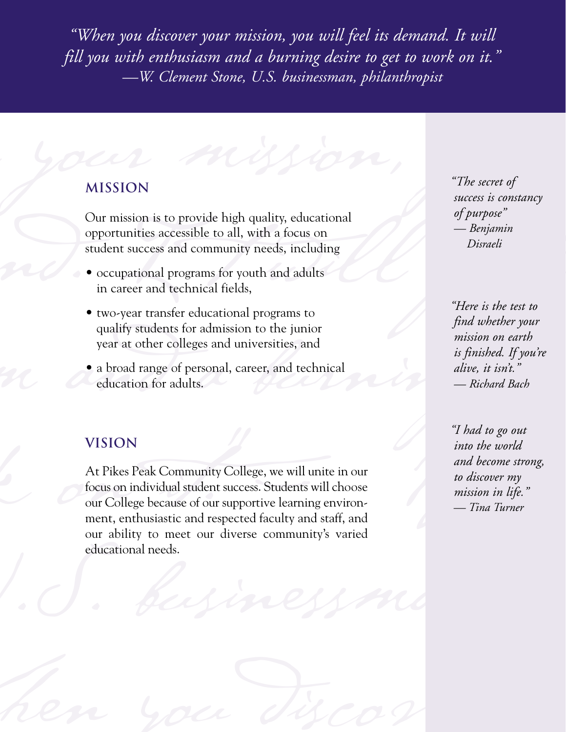*"When you discover your mission, you will feel its demand. It will fill you with enthusiasm and a burning desire to get to work on it."*
*—W. Clement Stone, U.S. businessman, philanthropist*

## MISSION

Our mission is to provide high quality, educational opportunities accessible to all, with a focus on student success and community needs, including

- occupational programs for youth and adults in career and technical fields,
- two-year transfer educational programs to qualify students for admission to the junior year at other colleges and universities, and
- a broad range of personal, career, and technical education for adults.

## VISION

At Pikes Peak Community College, we will unite in our focus on individual student success. Students will choose our College because of our supportive learning environment, enthusiastic and respected faculty and staff, and our ability to meet our diverse community's varied educational needs.

*"The secret of success is constancy of purpose"*
*— Benjamin Disraeli*

*"Here is the test to find whether your mission on earth is finished. If you're alive, it isn't."*
*— Richard Bach*

*"I had to go out into the world and become strong, to discover my mission in life."*
*— Tina Turner*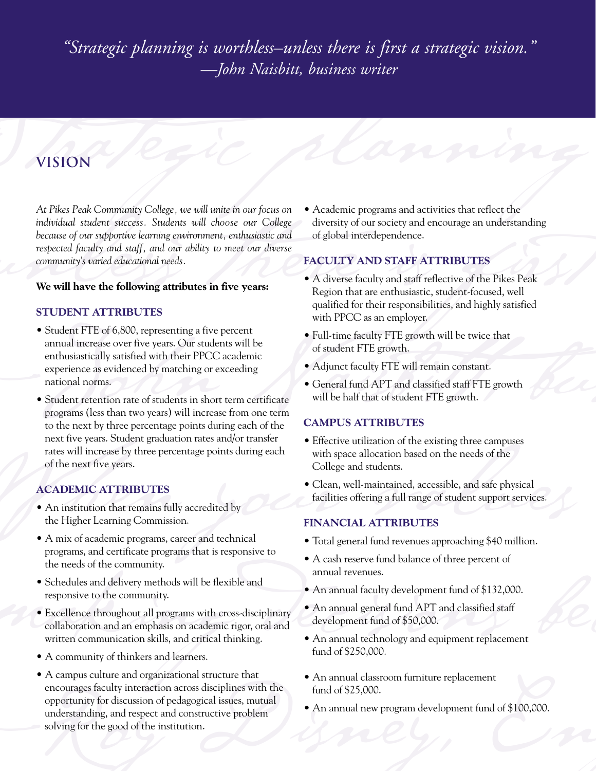*"Strategic planning is worthless–unless there is first a strategic vision."*
*—John Naisbitt, business writer*

## VISION

*At Pikes Peak Community College, we will unite in our focus on individual student success. Students will choose our College because of our supportive learning environment, enthusiastic and respected faculty and staff, and our ability to meet our diverse community's varied educational needs.*

**We will have the following attributes in five years:**

### STUDENT ATTRIBUTES

- Student FTE of 6,800, representing a five percent annual increase over five years. Our students will be enthusiastically satisfied with their PPCC academic experience as evidenced by matching or exceeding national norms.
- Student retention rate of students in short term certificate programs (less than two years) will increase from one term to the next by three percentage points during each of the next five years. Student graduation rates and/or transfer rates will increase by three percentage points during each of the next five years.

### ACADEMIC ATTRIBUTES

- An institution that remains fully accredited by the Higher Learning Commission.
- A mix of academic programs, career and technical programs, and certificate programs that is responsive to the needs of the community.
- Schedules and delivery methods will be flexible and responsive to the community.
- Excellence throughout all programs with cross-disciplinary collaboration and an emphasis on academic rigor, oral and written communication skills, and critical thinking.
- A community of thinkers and learners.
- A campus culture and organizational structure that encourages faculty interaction across disciplines with the opportunity for discussion of pedagogical issues, mutual understanding, and respect and constructive problem solving for the good of the institution.
- Academic programs and activities that reflect the diversity of our society and encourage an understanding of global interdependence.

### FACULTY AND STAFF ATTRIBUTES

- A diverse faculty and staff reflective of the Pikes Peak Region that are enthusiastic, student-focused, well qualified for their responsibilities, and highly satisfied with PPCC as an employer.
- Full-time faculty FTE growth will be twice that of student FTE growth.
- Adjunct faculty FTE will remain constant.
- General fund APT and classified staff FTE growth will be half that of student FTE growth.

### CAMPUS ATTRIBUTES

- Effective utilization of the existing three campuses with space allocation based on the needs of the College and students.
- Clean, well-maintained, accessible, and safe physical facilities offering a full range of student support services.

### FINANCIAL ATTRIBUTES

- Total general fund revenues approaching $40 million.
- A cash reserve fund balance of three percent of annual revenues.
- An annual faculty development fund of $132,000.
- An annual general fund APT and classified staff development fund of $50,000.
- An annual technology and equipment replacement fund of $250,000.
- An annual classroom furniture replacement fund of $25,000.
- An annual new program development fund of $100,000.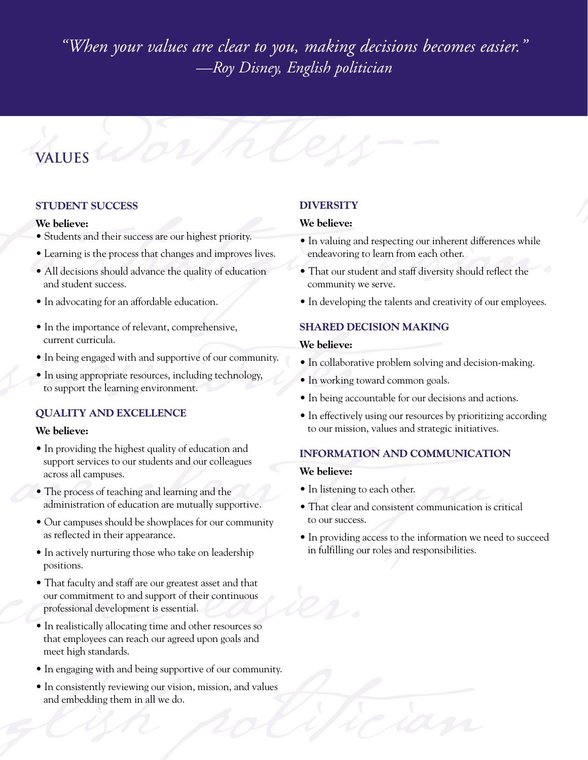*"When your values are clear to you, making decisions becomes easier."*
*—Roy Disney, English politician*

# VALUES

### STUDENT SUCCESS

**We believe:**

- Students and their success are our highest priority.
- Learning is the process that changes and improves lives.
- All decisions should advance the quality of education and student success.
- In advocating for an affordable education.
- In the importance of relevant, comprehensive, current curricula.
- In being engaged with and supportive of our community.
- In using appropriate resources, including technology, to support the learning environment.

### QUALITY AND EXCELLENCE

**We believe:**

- In providing the highest quality of education and support services to our students and our colleagues across all campuses.
- The process of teaching and learning and the administration of education are mutually supportive.
- Our campuses should be showplaces for our community as reflected in their appearance.
- In actively nurturing those who take on leadership positions.
- That faculty and staff are our greatest asset and that our commitment to and support of their continuous professional development is essential.
- In realistically allocating time and other resources so that employees can reach our agreed upon goals and meet high standards.
- In engaging with and being supportive of our community.
- In consistently reviewing our vision, mission, and values and embedding them in all we do.

### DIVERSITY

**We believe:**

- In valuing and respecting our inherent differences while endeavoring to learn from each other.
- That our student and staff diversity should reflect the community we serve.
- In developing the talents and creativity of our employees.

### SHARED DECISION MAKING

**We believe:**

- In collaborative problem solving and decision-making.
- In working toward common goals.
- In being accountable for our decisions and actions.
- In effectively using our resources by prioritizing according to our mission, values and strategic initiatives.

### INFORMATION AND COMMUNICATION

**We believe:**

- In listening to each other.
- That clear and consistent communication is critical to our success.
- In providing access to the information we need to succeed in fulfilling our roles and responsibilities.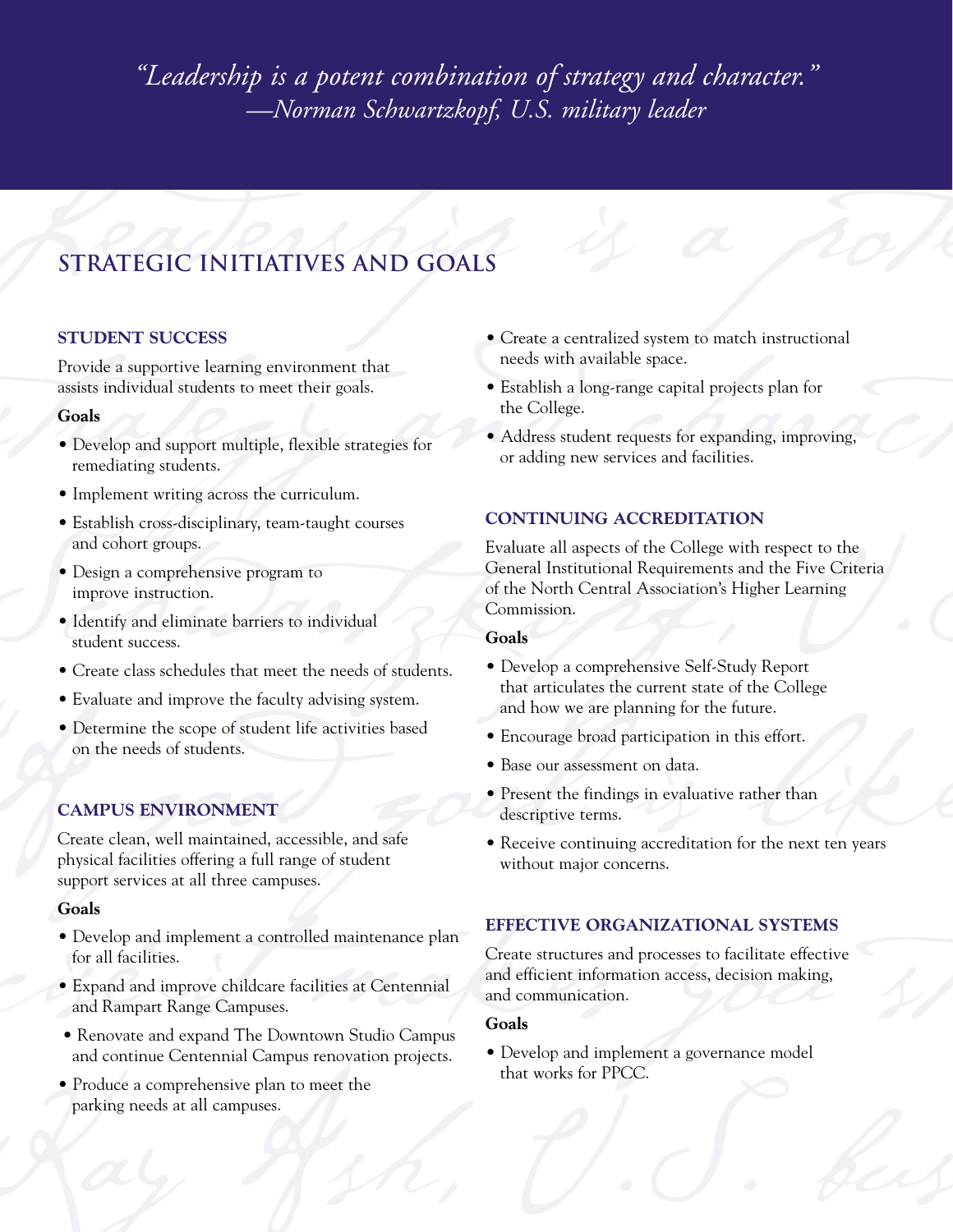*"Leadership is a potent combination of strategy and character."*
*—Norman Schwartzkopf, U.S. military leader*

# STRATEGIC INITIATIVES AND GOALS

## STUDENT SUCCESS

Provide a supportive learning environment that assists individual students to meet their goals.

**Goals**

- Develop and support multiple, flexible strategies for remediating students.
- Implement writing across the curriculum.
- Establish cross-disciplinary, team-taught courses and cohort groups.
- Design a comprehensive program to improve instruction.
- Identify and eliminate barriers to individual student success.
- Create class schedules that meet the needs of students.
- Evaluate and improve the faculty advising system.
- Determine the scope of student life activities based on the needs of students.

## CAMPUS ENVIRONMENT

Create clean, well maintained, accessible, and safe physical facilities offering a full range of student support services at all three campuses.

**Goals**

- Develop and implement a controlled maintenance plan for all facilities.
- Expand and improve childcare facilities at Centennial and Rampart Range Campuses.
- Renovate and expand The Downtown Studio Campus and continue Centennial Campus renovation projects.
- Produce a comprehensive plan to meet the parking needs at all campuses.
- Create a centralized system to match instructional needs with available space.
- Establish a long-range capital projects plan for the College.
- Address student requests for expanding, improving, or adding new services and facilities.

## CONTINUING ACCREDITATION

Evaluate all aspects of the College with respect to the General Institutional Requirements and the Five Criteria of the North Central Association's Higher Learning Commission.

**Goals**

- Develop a comprehensive Self-Study Report that articulates the current state of the College and how we are planning for the future.
- Encourage broad participation in this effort.
- Base our assessment on data.
- Present the findings in evaluative rather than descriptive terms.
- Receive continuing accreditation for the next ten years without major concerns.

## EFFECTIVE ORGANIZATIONAL SYSTEMS

Create structures and processes to facilitate effective and efficient information access, decision making, and communication.

**Goals**

- Develop and implement a governance model that works for PPCC.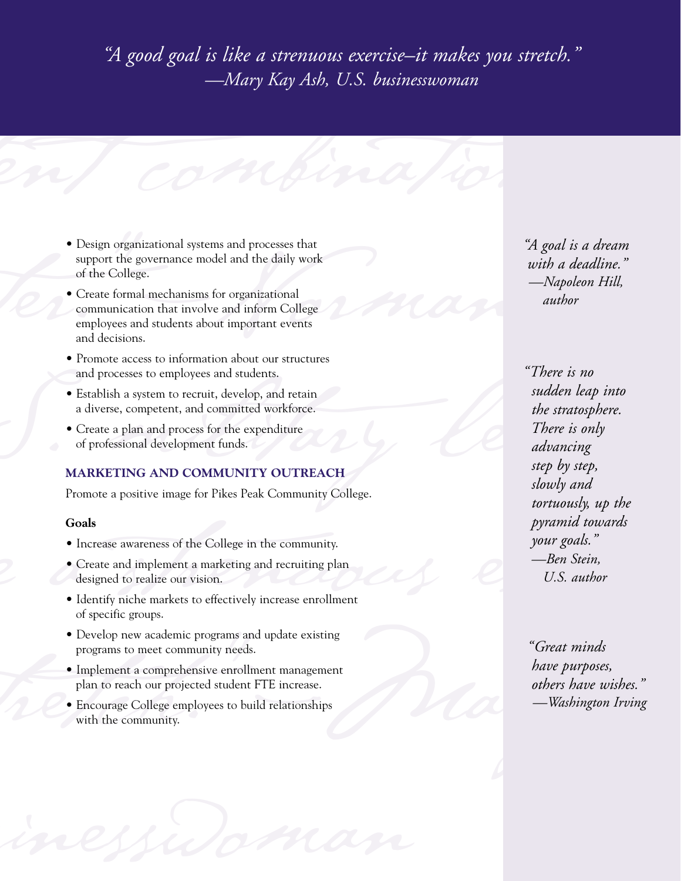*"A good goal is like a strenuous exercise–it makes you stretch."*
*—Mary Kay Ash, U.S. businesswoman*

- Design organizational systems and processes that support the governance model and the daily work of the College.
- Create formal mechanisms for organizational communication that involve and inform College employees and students about important events and decisions.
- Promote access to information about our structures and processes to employees and students.
- Establish a system to recruit, develop, and retain a diverse, competent, and committed workforce.
- Create a plan and process for the expenditure of professional development funds.

### MARKETING AND COMMUNITY OUTREACH

Promote a positive image for Pikes Peak Community College.

**Goals**

- Increase awareness of the College in the community.
- Create and implement a marketing and recruiting plan designed to realize our vision.
- Identify niche markets to effectively increase enrollment of specific groups.
- Develop new academic programs and update existing programs to meet community needs.
- Implement a comprehensive enrollment management plan to reach our projected student FTE increase.
- Encourage College employees to build relationships with the community.

*"A goal is a dream with a deadline."*
*—Napoleon Hill, author*

*"There is no sudden leap into the stratosphere. There is only advancing step by step, slowly and tortuously, up the pyramid towards your goals."*
*—Ben Stein, U.S. author*

*"Great minds have purposes, others have wishes."*
*—Washington Irving*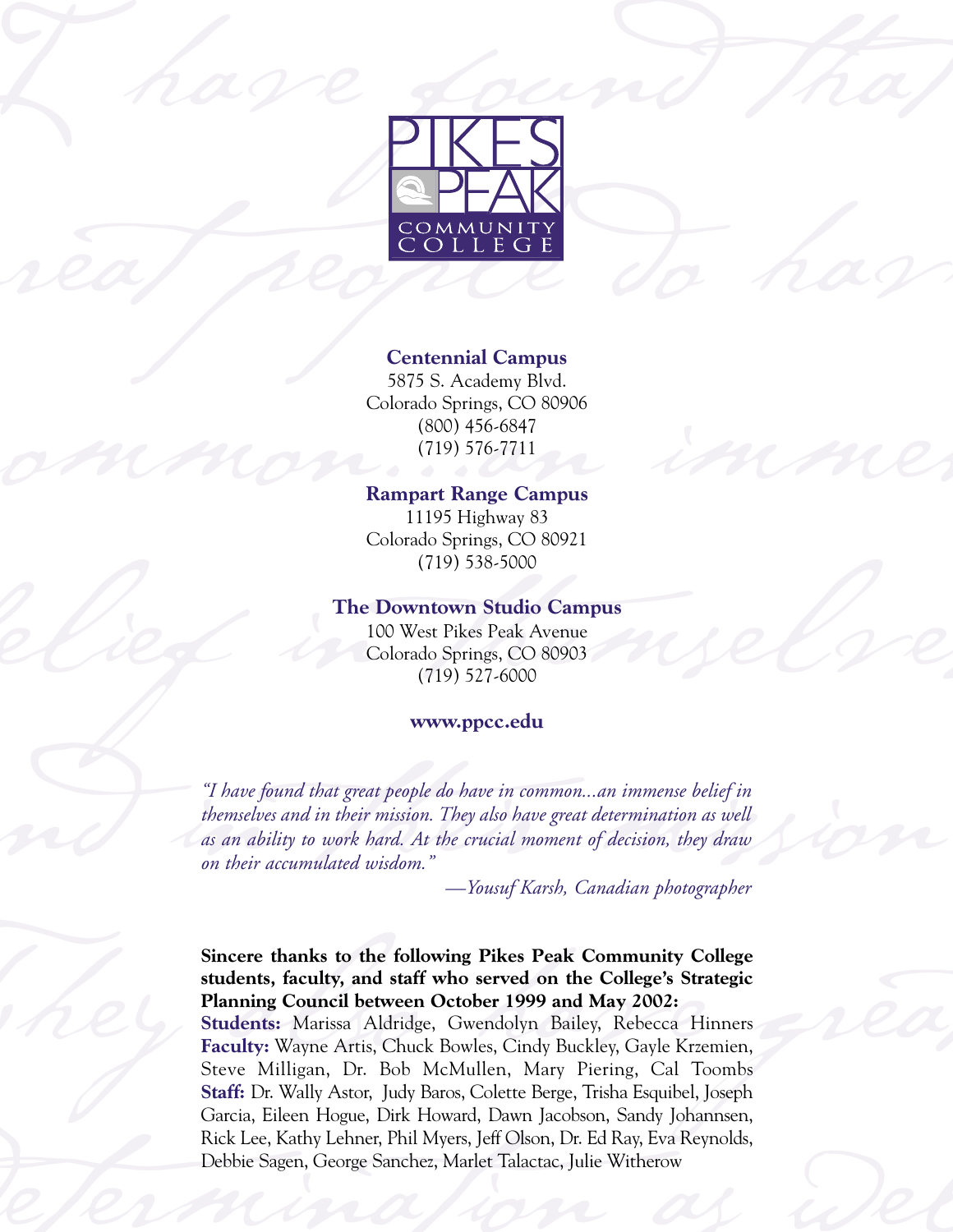PIKES PEAK COMMUNITY COLLEGE

**Centennial Campus**
5875 S. Academy Blvd.
Colorado Springs, CO 80906
(800) 456-6847
(719) 576-7711

**Rampart Range Campus**
11195 Highway 83
Colorado Springs, CO 80921
(719) 538-5000

**The Downtown Studio Campus**
100 West Pikes Peak Avenue
Colorado Springs, CO 80903
(719) 527-6000

**www.ppcc.edu**

*"I have found that great people do have in common...an immense belief in themselves and in their mission. They also have great determination as well as an ability to work hard. At the crucial moment of decision, they draw on their accumulated wisdom."*

*—Yousuf Karsh, Canadian photographer*

**Sincere thanks to the following Pikes Peak Community College students, faculty, and staff who served on the College's Strategic Planning Council between October 1999 and May 2002:**

**Students:** Marissa Aldridge, Gwendolyn Bailey, Rebecca Hinners
**Faculty:** Wayne Artis, Chuck Bowles, Cindy Buckley, Gayle Krzemien, Steve Milligan, Dr. Bob McMullen, Mary Piering, Cal Toombs
**Staff:** Dr. Wally Astor, Judy Baros, Colette Berge, Trisha Esquibel, Joseph Garcia, Eileen Hogue, Dirk Howard, Dawn Jacobson, Sandy Johannsen, Rick Lee, Kathy Lehner, Phil Myers, Jeff Olson, Dr. Ed Ray, Eva Reynolds, Debbie Sagen, George Sanchez, Marlet Talactac, Julie Witherow